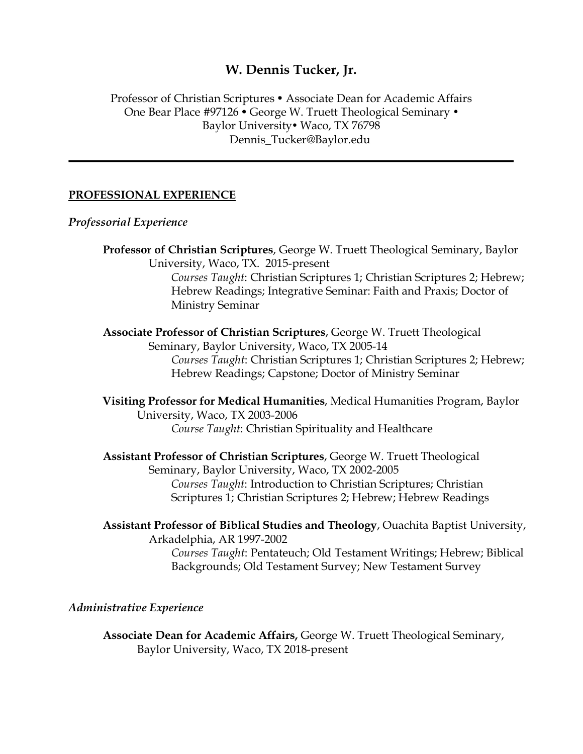# W. Dennis Tucker, Jr.

Professor of Christian Scriptures • Associate Dean for Academic Affairs
One Bear Place #97126 • George W. Truett Theological Seminary •
Baylor University• Waco, TX 76798
Dennis_Tucker@Baylor.edu

---

## PROFESSIONAL EXPERIENCE

### *Professorial Experience*

**Professor of Christian Scriptures**, George W. Truett Theological Seminary, Baylor University, Waco, TX. 2015-present
*Courses Taught*: Christian Scriptures 1; Christian Scriptures 2; Hebrew; Hebrew Readings; Integrative Seminar: Faith and Praxis; Doctor of Ministry Seminar

**Associate Professor of Christian Scriptures**, George W. Truett Theological Seminary, Baylor University, Waco, TX 2005-14
*Courses Taught*: Christian Scriptures 1; Christian Scriptures 2; Hebrew; Hebrew Readings; Capstone; Doctor of Ministry Seminar

**Visiting Professor for Medical Humanities**, Medical Humanities Program, Baylor University, Waco, TX 2003-2006
*Course Taught*: Christian Spirituality and Healthcare

**Assistant Professor of Christian Scriptures**, George W. Truett Theological Seminary, Baylor University, Waco, TX 2002-2005
*Courses Taught*: Introduction to Christian Scriptures; Christian Scriptures 1; Christian Scriptures 2; Hebrew; Hebrew Readings

**Assistant Professor of Biblical Studies and Theology**, Ouachita Baptist University, Arkadelphia, AR 1997-2002
*Courses Taught*: Pentateuch; Old Testament Writings; Hebrew; Biblical Backgrounds; Old Testament Survey; New Testament Survey

### *Administrative Experience*

**Associate Dean for Academic Affairs,** George W. Truett Theological Seminary, Baylor University, Waco, TX 2018-present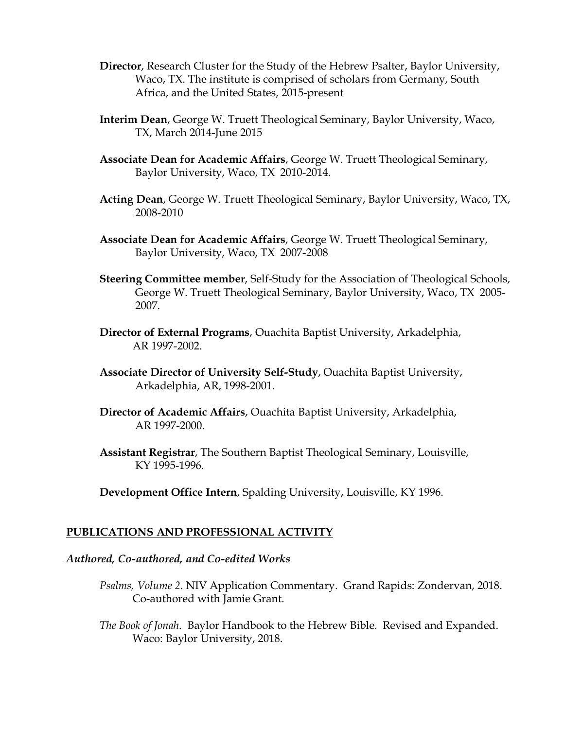**Director**, Research Cluster for the Study of the Hebrew Psalter, Baylor University, Waco, TX. The institute is comprised of scholars from Germany, South Africa, and the United States, 2015-present

**Interim Dean**, George W. Truett Theological Seminary, Baylor University, Waco, TX, March 2014-June 2015

**Associate Dean for Academic Affairs**, George W. Truett Theological Seminary, Baylor University, Waco, TX 2010-2014.

**Acting Dean**, George W. Truett Theological Seminary, Baylor University, Waco, TX, 2008-2010

**Associate Dean for Academic Affairs**, George W. Truett Theological Seminary, Baylor University, Waco, TX 2007-2008

**Steering Committee member**, Self-Study for the Association of Theological Schools, George W. Truett Theological Seminary, Baylor University, Waco, TX 2005-2007.

**Director of External Programs**, Ouachita Baptist University, Arkadelphia, AR 1997-2002.

**Associate Director of University Self-Study**, Ouachita Baptist University, Arkadelphia, AR, 1998-2001.

**Director of Academic Affairs**, Ouachita Baptist University, Arkadelphia, AR 1997-2000.

**Assistant Registrar**, The Southern Baptist Theological Seminary, Louisville, KY 1995-1996.

**Development Office Intern**, Spalding University, Louisville, KY 1996.

## PUBLICATIONS AND PROFESSIONAL ACTIVITY

### *Authored, Co-authored, and Co-edited Works*

*Psalms, Volume 2*. NIV Application Commentary. Grand Rapids: Zondervan, 2018. Co-authored with Jamie Grant.

*The Book of Jonah.* Baylor Handbook to the Hebrew Bible. Revised and Expanded. Waco: Baylor University, 2018.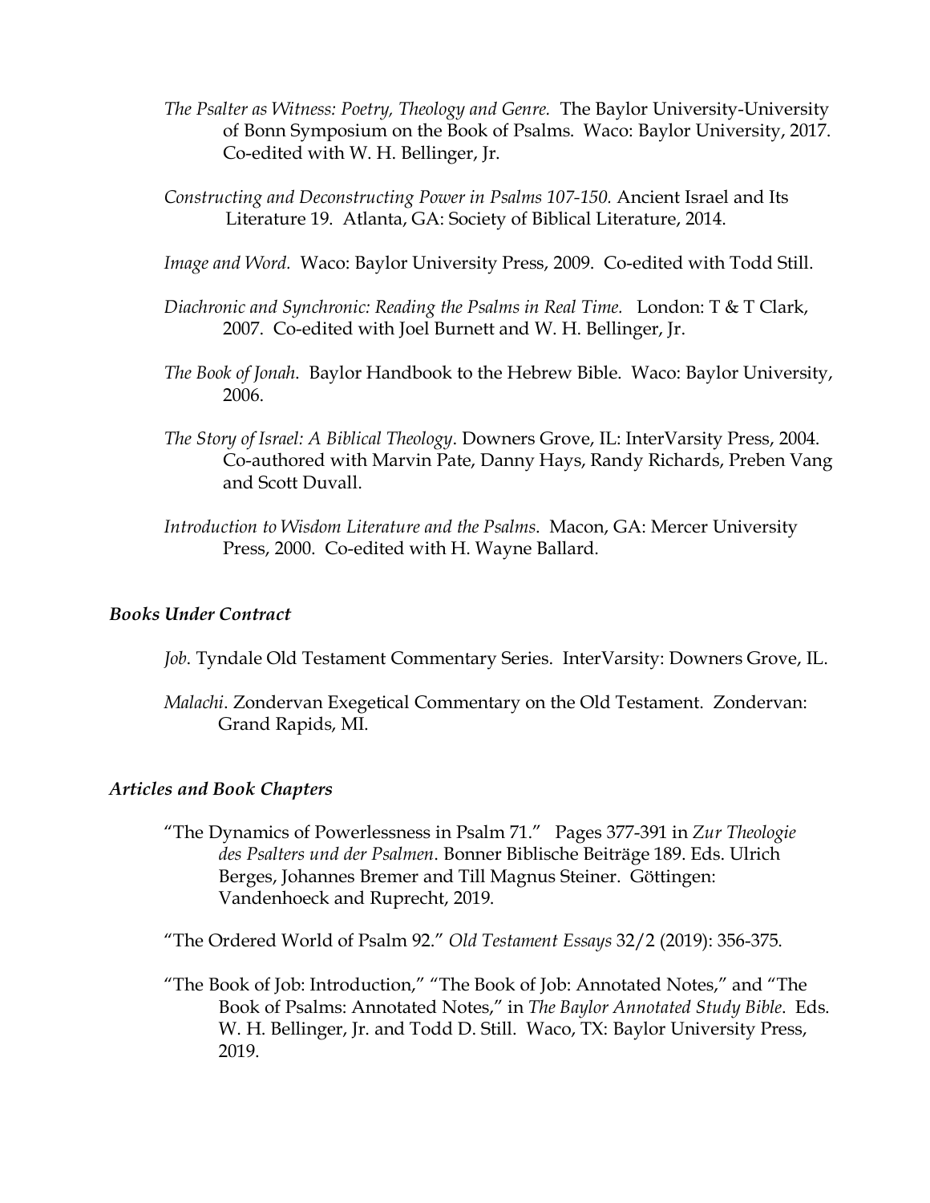*The Psalter as Witness: Poetry, Theology and Genre*. The Baylor University-University of Bonn Symposium on the Book of Psalms. Waco: Baylor University, 2017. Co-edited with W. H. Bellinger, Jr.

*Constructing and Deconstructing Power in Psalms 107-150.* Ancient Israel and Its Literature 19. Atlanta, GA: Society of Biblical Literature, 2014.

*Image and Word.* Waco: Baylor University Press, 2009. Co-edited with Todd Still.

*Diachronic and Synchronic: Reading the Psalms in Real Time.* London: T & T Clark, 2007. Co-edited with Joel Burnett and W. H. Bellinger, Jr.

*The Book of Jonah*. Baylor Handbook to the Hebrew Bible. Waco: Baylor University, 2006.

*The Story of Israel: A Biblical Theology*. Downers Grove, IL: InterVarsity Press, 2004. Co-authored with Marvin Pate, Danny Hays, Randy Richards, Preben Vang and Scott Duvall.

*Introduction to Wisdom Literature and the Psalms*. Macon, GA: Mercer University Press, 2000. Co-edited with H. Wayne Ballard.

### *Books Under Contract*

*Job*. Tyndale Old Testament Commentary Series. InterVarsity: Downers Grove, IL.

*Malachi*. Zondervan Exegetical Commentary on the Old Testament. Zondervan: Grand Rapids, MI.

### *Articles and Book Chapters*

"The Dynamics of Powerlessness in Psalm 71." Pages 377-391 in *Zur Theologie des Psalters und der Psalmen*. Bonner Biblische Beiträge 189. Eds. Ulrich Berges, Johannes Bremer and Till Magnus Steiner. Göttingen: Vandenhoeck and Ruprecht, 2019.

"The Ordered World of Psalm 92." *Old Testament Essays* 32/2 (2019): 356-375.

"The Book of Job: Introduction," "The Book of Job: Annotated Notes," and "The Book of Psalms: Annotated Notes," in *The Baylor Annotated Study Bible*. Eds. W. H. Bellinger, Jr. and Todd D. Still. Waco, TX: Baylor University Press, 2019.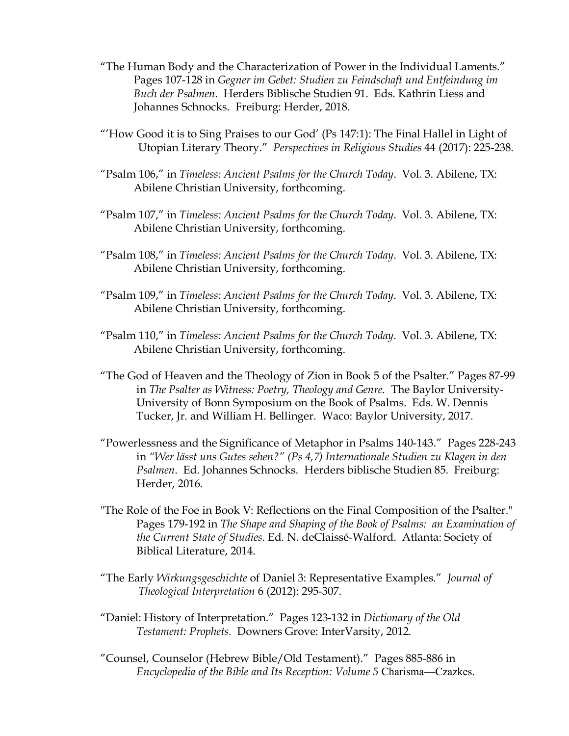"The Human Body and the Characterization of Power in the Individual Laments." Pages 107-128 in *Gegner im Gebet: Studien zu Feindschaft und Entfeindung im Buch der Psalmen*. Herders Biblische Studien 91. Eds. Kathrin Liess and Johannes Schnocks. Freiburg: Herder, 2018.

"'How Good it is to Sing Praises to our God' (Ps 147:1): The Final Hallel in Light of Utopian Literary Theory." *Perspectives in Religious Studies* 44 (2017): 225-238.

"Psalm 106," in *Timeless: Ancient Psalms for the Church Today*. Vol. 3. Abilene, TX: Abilene Christian University, forthcoming.

"Psalm 107," in *Timeless: Ancient Psalms for the Church Today*. Vol. 3. Abilene, TX: Abilene Christian University, forthcoming.

"Psalm 108," in *Timeless: Ancient Psalms for the Church Today*. Vol. 3. Abilene, TX: Abilene Christian University, forthcoming.

"Psalm 109," in *Timeless: Ancient Psalms for the Church Today*. Vol. 3. Abilene, TX: Abilene Christian University, forthcoming.

"Psalm 110," in *Timeless: Ancient Psalms for the Church Today*. Vol. 3. Abilene, TX: Abilene Christian University, forthcoming.

"The God of Heaven and the Theology of Zion in Book 5 of the Psalter." Pages 87-99 in *The Psalter as Witness: Poetry, Theology and Genre.* The Baylor University-University of Bonn Symposium on the Book of Psalms. Eds. W. Dennis Tucker, Jr. and William H. Bellinger. Waco: Baylor University, 2017.

"Powerlessness and the Significance of Metaphor in Psalms 140-143." Pages 228-243 in *"Wer lässt uns Gutes sehen?" (Ps 4,7) Internationale Studien zu Klagen in den Psalmen*. Ed. Johannes Schnocks. Herders biblische Studien 85. Freiburg: Herder, 2016.

"The Role of the Foe in Book V: Reflections on the Final Composition of the Psalter." Pages 179-192 in *The Shape and Shaping of the Book of Psalms: an Examination of the Current State of Studies*. Ed. N. deClaissé-Walford. Atlanta: Society of Biblical Literature, 2014.

"The Early *Wirkungsgeschichte* of Daniel 3: Representative Examples." *Journal of Theological Interpretation* 6 (2012): 295-307.

"Daniel: History of Interpretation." Pages 123-132 in *Dictionary of the Old Testament: Prophets.* Downers Grove: InterVarsity, 2012.

"Counsel, Counselor (Hebrew Bible/Old Testament)." Pages 885-886 in *Encyclopedia of the Bible and Its Reception: Volume 5* Charisma—Czazkes.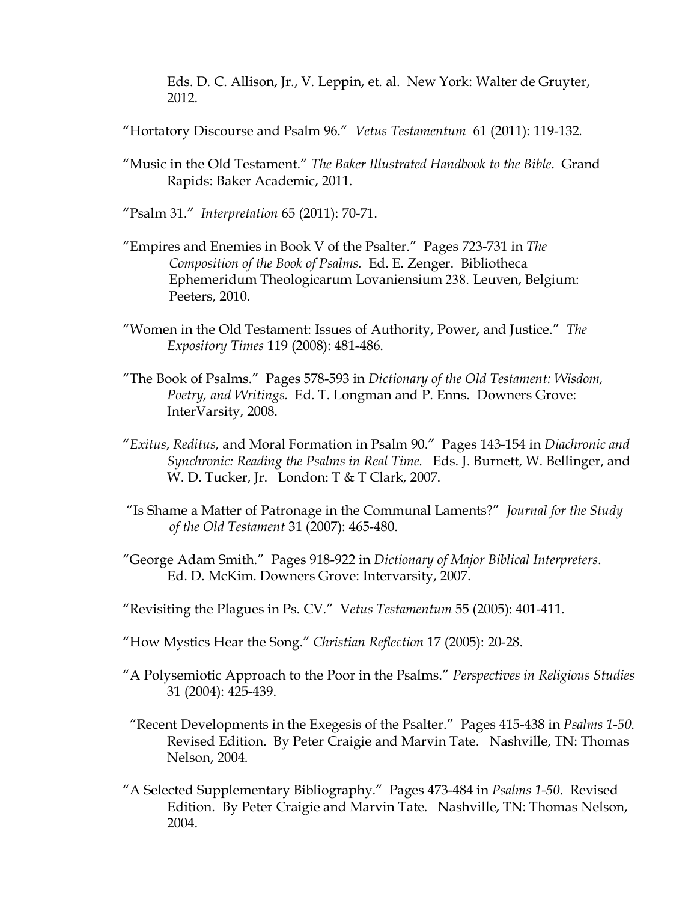Eds. D. C. Allison, Jr., V. Leppin, et. al. New York: Walter de Gruyter, 2012.

"Hortatory Discourse and Psalm 96." *Vetus Testamentum* 61 (2011): 119-132.

"Music in the Old Testament." *The Baker Illustrated Handbook to the Bible*. Grand Rapids: Baker Academic, 2011.

"Psalm 31." *Interpretation* 65 (2011): 70-71.

"Empires and Enemies in Book V of the Psalter." Pages 723-731 in *The Composition of the Book of Psalms.* Ed. E. Zenger. Bibliotheca Ephemeridum Theologicarum Lovaniensium 238. Leuven, Belgium: Peeters, 2010.

"Women in the Old Testament: Issues of Authority, Power, and Justice." *The Expository Times* 119 (2008): 481-486.

"The Book of Psalms." Pages 578-593 in *Dictionary of the Old Testament: Wisdom, Poetry, and Writings.* Ed. T. Longman and P. Enns. Downers Grove: InterVarsity, 2008.

"*Exitus*, *Reditus*, and Moral Formation in Psalm 90." Pages 143-154 in *Diachronic and Synchronic: Reading the Psalms in Real Time.* Eds. J. Burnett, W. Bellinger, and W. D. Tucker, Jr. London: T & T Clark, 2007.

"Is Shame a Matter of Patronage in the Communal Laments?" *Journal for the Study of the Old Testament* 31 (2007): 465-480.

"George Adam Smith." Pages 918-922 in *Dictionary of Major Biblical Interpreters*. Ed. D. McKim. Downers Grove: Intervarsity, 2007.

"Revisiting the Plagues in Ps. CV." V*etus Testamentum* 55 (2005): 401-411.

"How Mystics Hear the Song." *Christian Reflection* 17 (2005): 20-28.

"A Polysemiotic Approach to the Poor in the Psalms." *Perspectives in Religious Studies* 31 (2004): 425-439.

"Recent Developments in the Exegesis of the Psalter." Pages 415-438 in *Psalms 1-50*. Revised Edition. By Peter Craigie and Marvin Tate. Nashville, TN: Thomas Nelson, 2004.

"A Selected Supplementary Bibliography." Pages 473-484 in *Psalms 1-50*. Revised Edition. By Peter Craigie and Marvin Tate. Nashville, TN: Thomas Nelson, 2004.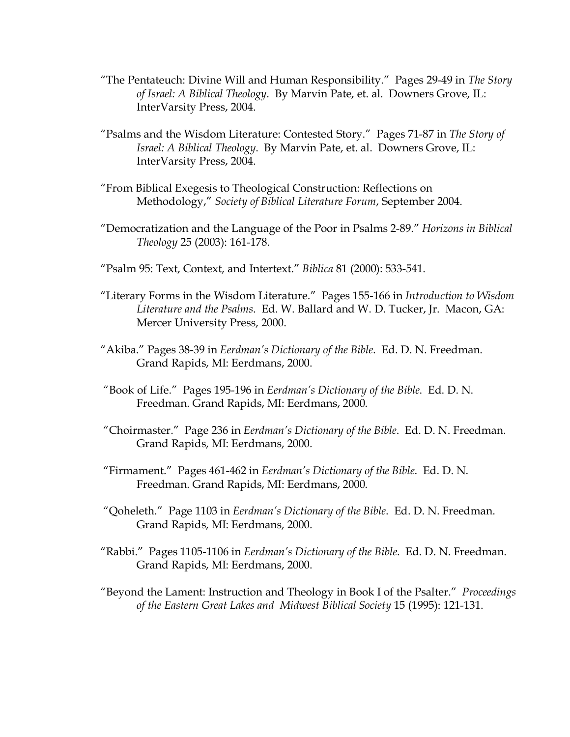"The Pentateuch: Divine Will and Human Responsibility." Pages 29-49 in *The Story of Israel: A Biblical Theology*. By Marvin Pate, et. al. Downers Grove, IL: InterVarsity Press, 2004.

"Psalms and the Wisdom Literature: Contested Story." Pages 71-87 in *The Story of Israel: A Biblical Theology*. By Marvin Pate, et. al. Downers Grove, IL: InterVarsity Press, 2004.

"From Biblical Exegesis to Theological Construction: Reflections on Methodology," *Society of Biblical Literature Forum*, September 2004.

"Democratization and the Language of the Poor in Psalms 2-89." *Horizons in Biblical Theology* 25 (2003): 161-178.

"Psalm 95: Text, Context, and Intertext." *Biblica* 81 (2000): 533-541.

"Literary Forms in the Wisdom Literature." Pages 155-166 in *Introduction to Wisdom Literature and the Psalms*. Ed. W. Ballard and W. D. Tucker, Jr. Macon, GA: Mercer University Press, 2000.

"Akiba." Pages 38-39 in *Eerdman's Dictionary of the Bible*. Ed. D. N. Freedman. Grand Rapids, MI: Eerdmans, 2000.

"Book of Life." Pages 195-196 in *Eerdman's Dictionary of the Bible*. Ed. D. N. Freedman. Grand Rapids, MI: Eerdmans, 2000.

"Choirmaster." Page 236 in *Eerdman's Dictionary of the Bible*. Ed. D. N. Freedman. Grand Rapids, MI: Eerdmans, 2000.

"Firmament." Pages 461-462 in *Eerdman's Dictionary of the Bible*. Ed. D. N. Freedman. Grand Rapids, MI: Eerdmans, 2000.

"Qoheleth." Page 1103 in *Eerdman's Dictionary of the Bible*. Ed. D. N. Freedman. Grand Rapids, MI: Eerdmans, 2000.

"Rabbi." Pages 1105-1106 in *Eerdman's Dictionary of the Bible*. Ed. D. N. Freedman. Grand Rapids, MI: Eerdmans, 2000.

"Beyond the Lament: Instruction and Theology in Book I of the Psalter." *Proceedings of the Eastern Great Lakes and Midwest Biblical Society* 15 (1995): 121-131.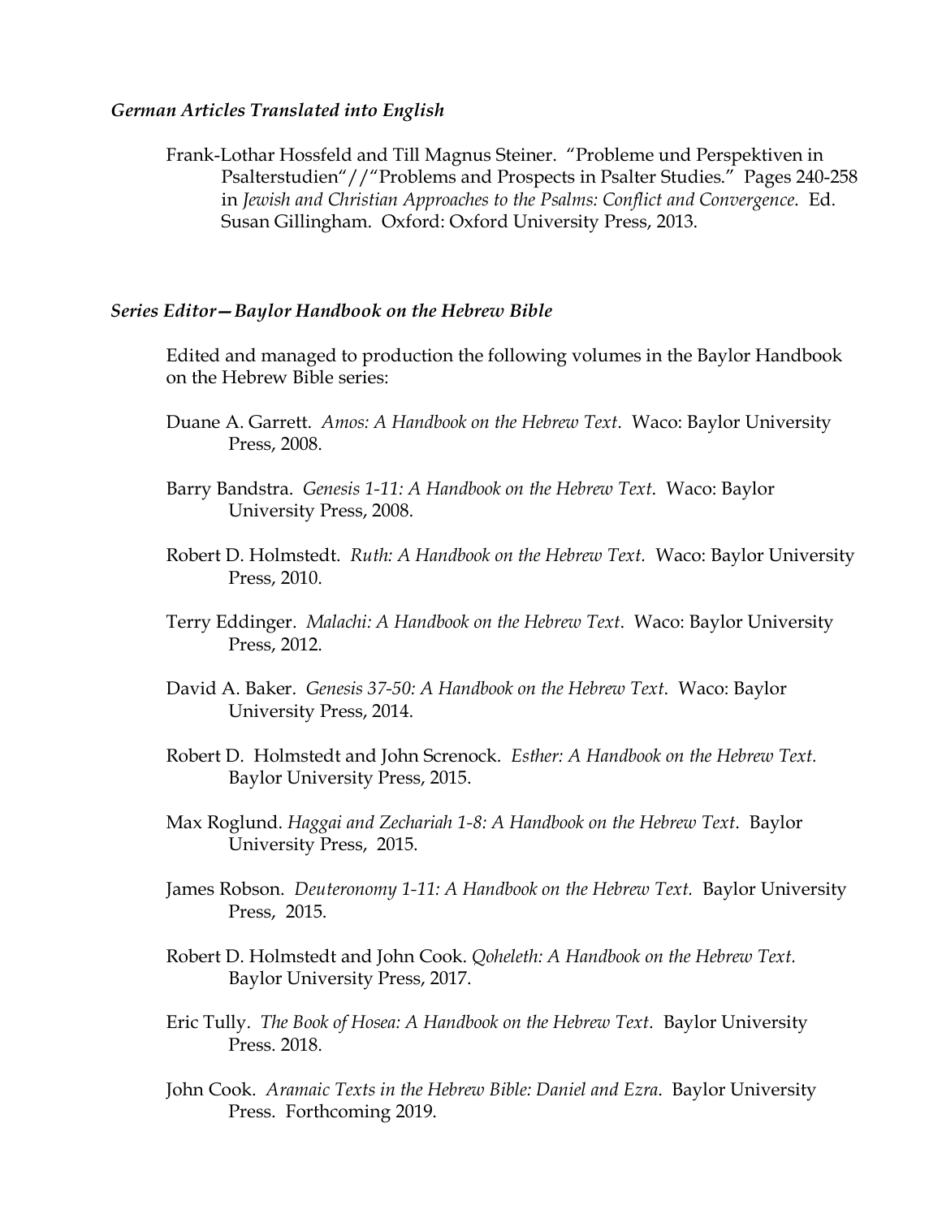### *German Articles Translated into English*

Frank-Lothar Hossfeld and Till Magnus Steiner. "Probleme und Perspektiven in Psalterstudien"//"Problems and Prospects in Psalter Studies." Pages 240-258 in *Jewish and Christian Approaches to the Psalms: Conflict and Convergence*. Ed. Susan Gillingham. Oxford: Oxford University Press, 2013.

### *Series Editor—Baylor Handbook on the Hebrew Bible*

Edited and managed to production the following volumes in the Baylor Handbook on the Hebrew Bible series:

Duane A. Garrett. *Amos: A Handbook on the Hebrew Text*. Waco: Baylor University Press, 2008.

Barry Bandstra. *Genesis 1-11: A Handbook on the Hebrew Text*. Waco: Baylor University Press, 2008.

Robert D. Holmstedt. *Ruth: A Handbook on the Hebrew Text.* Waco: Baylor University Press, 2010.

Terry Eddinger. *Malachi: A Handbook on the Hebrew Text*. Waco: Baylor University Press, 2012.

David A. Baker. *Genesis 37-50: A Handbook on the Hebrew Text*. Waco: Baylor University Press, 2014.

Robert D. Holmstedt and John Screnock. *Esther: A Handbook on the Hebrew Text.* Baylor University Press, 2015.

Max Roglund. *Haggai and Zechariah 1-8: A Handbook on the Hebrew Text*. Baylor University Press, 2015.

James Robson. *Deuteronomy 1-11: A Handbook on the Hebrew Text.* Baylor University Press, 2015.

Robert D. Holmstedt and John Cook. *Qoheleth: A Handbook on the Hebrew Text.* Baylor University Press, 2017.

Eric Tully. *The Book of Hosea: A Handbook on the Hebrew Text*. Baylor University Press. 2018.

John Cook. *Aramaic Texts in the Hebrew Bible: Daniel and Ezra*. Baylor University Press. Forthcoming 2019.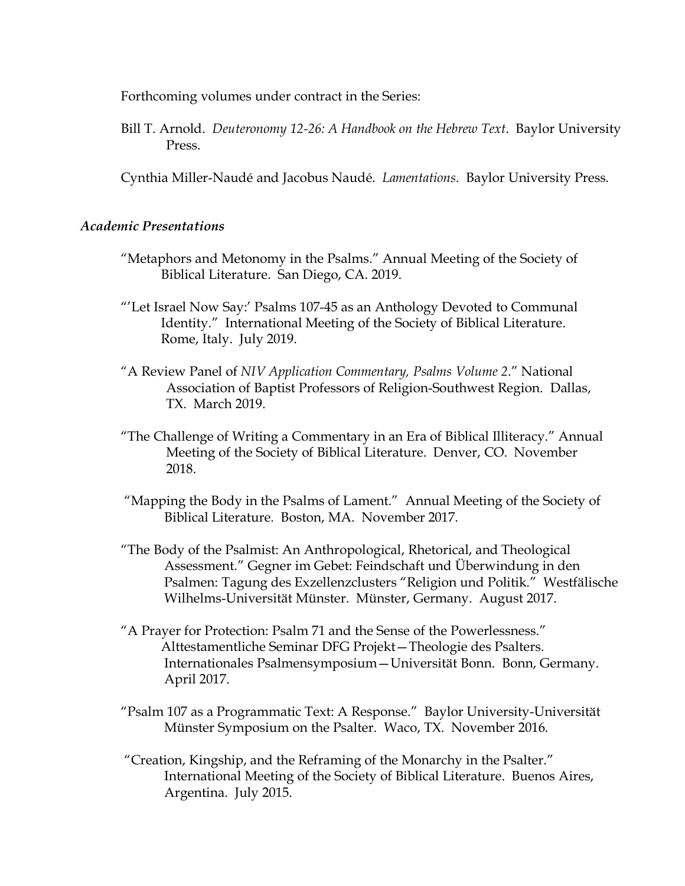Forthcoming volumes under contract in the Series:

Bill T. Arnold. *Deuteronomy 12-26: A Handbook on the Hebrew Text*. Baylor University Press.

Cynthia Miller-Naudé and Jacobus Naudé. *Lamentations*. Baylor University Press.

### *Academic Presentations*

"Metaphors and Metonomy in the Psalms." Annual Meeting of the Society of Biblical Literature. San Diego, CA. 2019.

"'Let Israel Now Say:' Psalms 107-45 as an Anthology Devoted to Communal Identity." International Meeting of the Society of Biblical Literature. Rome, Italy. July 2019.

"A Review Panel of *NIV Application Commentary, Psalms Volume 2*." National Association of Baptist Professors of Religion-Southwest Region. Dallas, TX. March 2019.

"The Challenge of Writing a Commentary in an Era of Biblical Illiteracy." Annual Meeting of the Society of Biblical Literature. Denver, CO. November 2018.

"Mapping the Body in the Psalms of Lament." Annual Meeting of the Society of Biblical Literature. Boston, MA. November 2017.

"The Body of the Psalmist: An Anthropological, Rhetorical, and Theological Assessment." Gegner im Gebet: Feindschaft und Überwindung in den Psalmen: Tagung des Exzellenzclusters "Religion und Politik." Westfälische Wilhelms-Universität Münster. Münster, Germany. August 2017.

"A Prayer for Protection: Psalm 71 and the Sense of the Powerlessness." Alttestamentliche Seminar DFG Projekt—Theologie des Psalters. Internationales Psalmensymposium—Universität Bonn. Bonn, Germany. April 2017.

"Psalm 107 as a Programmatic Text: A Response." Baylor University-Universität Münster Symposium on the Psalter. Waco, TX. November 2016.

"Creation, Kingship, and the Reframing of the Monarchy in the Psalter." International Meeting of the Society of Biblical Literature. Buenos Aires, Argentina. July 2015.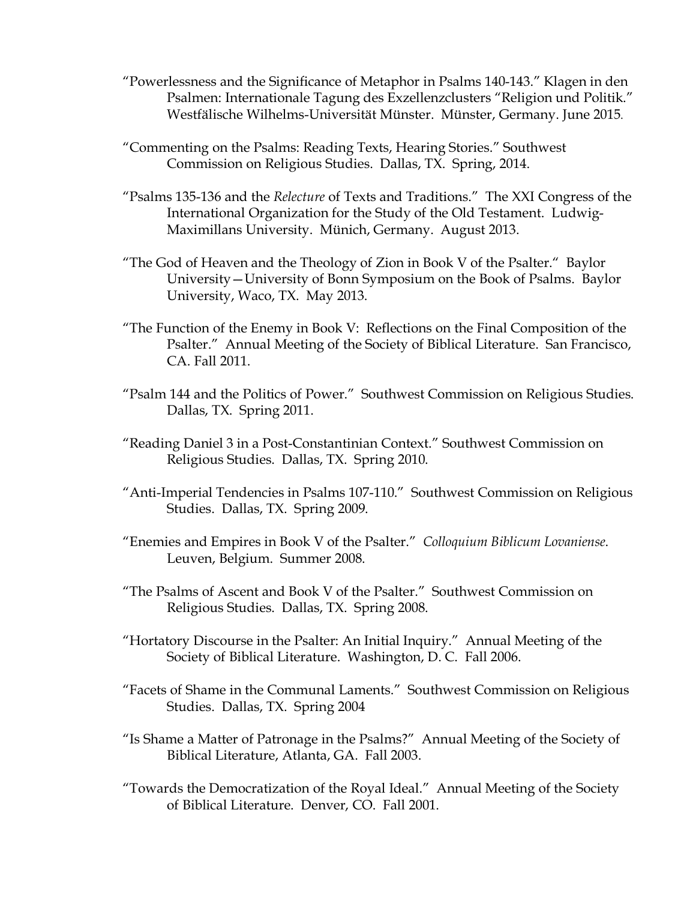"Powerlessness and the Significance of Metaphor in Psalms 140-143." Klagen in den Psalmen: Internationale Tagung des Exzellenzclusters "Religion und Politik." Westfälische Wilhelms-Universität Münster. Münster, Germany. June 2015.

"Commenting on the Psalms: Reading Texts, Hearing Stories." Southwest Commission on Religious Studies. Dallas, TX. Spring, 2014.

"Psalms 135-136 and the *Relecture* of Texts and Traditions." The XXI Congress of the International Organization for the Study of the Old Testament. Ludwig-Maximillans University. Münich, Germany. August 2013.

"The God of Heaven and the Theology of Zion in Book V of the Psalter." Baylor University—University of Bonn Symposium on the Book of Psalms. Baylor University, Waco, TX. May 2013.

"The Function of the Enemy in Book V: Reflections on the Final Composition of the Psalter." Annual Meeting of the Society of Biblical Literature. San Francisco, CA. Fall 2011.

"Psalm 144 and the Politics of Power." Southwest Commission on Religious Studies. Dallas, TX. Spring 2011.

"Reading Daniel 3 in a Post-Constantinian Context." Southwest Commission on Religious Studies. Dallas, TX. Spring 2010.

"Anti-Imperial Tendencies in Psalms 107-110." Southwest Commission on Religious Studies. Dallas, TX. Spring 2009.

"Enemies and Empires in Book V of the Psalter." *Colloquium Biblicum Lovaniense*. Leuven, Belgium. Summer 2008.

"The Psalms of Ascent and Book V of the Psalter." Southwest Commission on Religious Studies. Dallas, TX. Spring 2008.

"Hortatory Discourse in the Psalter: An Initial Inquiry." Annual Meeting of the Society of Biblical Literature. Washington, D. C. Fall 2006.

"Facets of Shame in the Communal Laments." Southwest Commission on Religious Studies. Dallas, TX. Spring 2004

"Is Shame a Matter of Patronage in the Psalms?" Annual Meeting of the Society of Biblical Literature, Atlanta, GA. Fall 2003.

"Towards the Democratization of the Royal Ideal." Annual Meeting of the Society of Biblical Literature. Denver, CO. Fall 2001.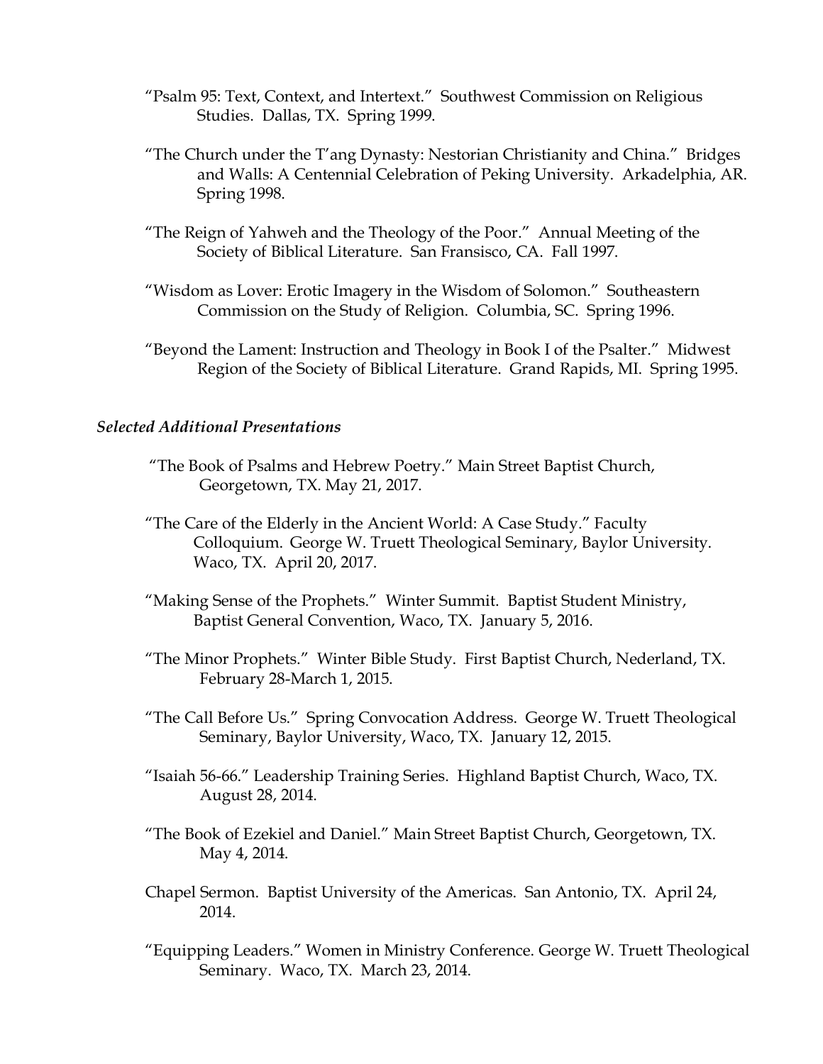"Psalm 95: Text, Context, and Intertext." Southwest Commission on Religious Studies. Dallas, TX. Spring 1999.

"The Church under the T'ang Dynasty: Nestorian Christianity and China." Bridges and Walls: A Centennial Celebration of Peking University. Arkadelphia, AR. Spring 1998.

"The Reign of Yahweh and the Theology of the Poor." Annual Meeting of the Society of Biblical Literature. San Fransisco, CA. Fall 1997.

"Wisdom as Lover: Erotic Imagery in the Wisdom of Solomon." Southeastern Commission on the Study of Religion. Columbia, SC. Spring 1996.

"Beyond the Lament: Instruction and Theology in Book I of the Psalter." Midwest Region of the Society of Biblical Literature. Grand Rapids, MI. Spring 1995.

### *Selected Additional Presentations*

"The Book of Psalms and Hebrew Poetry." Main Street Baptist Church, Georgetown, TX. May 21, 2017.

"The Care of the Elderly in the Ancient World: A Case Study." Faculty Colloquium. George W. Truett Theological Seminary, Baylor University. Waco, TX. April 20, 2017.

"Making Sense of the Prophets." Winter Summit. Baptist Student Ministry, Baptist General Convention, Waco, TX. January 5, 2016.

"The Minor Prophets." Winter Bible Study. First Baptist Church, Nederland, TX. February 28-March 1, 2015.

"The Call Before Us." Spring Convocation Address. George W. Truett Theological Seminary, Baylor University, Waco, TX. January 12, 2015.

"Isaiah 56-66." Leadership Training Series. Highland Baptist Church, Waco, TX. August 28, 2014.

"The Book of Ezekiel and Daniel." Main Street Baptist Church, Georgetown, TX. May 4, 2014.

Chapel Sermon. Baptist University of the Americas. San Antonio, TX. April 24, 2014.

"Equipping Leaders." Women in Ministry Conference. George W. Truett Theological Seminary. Waco, TX. March 23, 2014.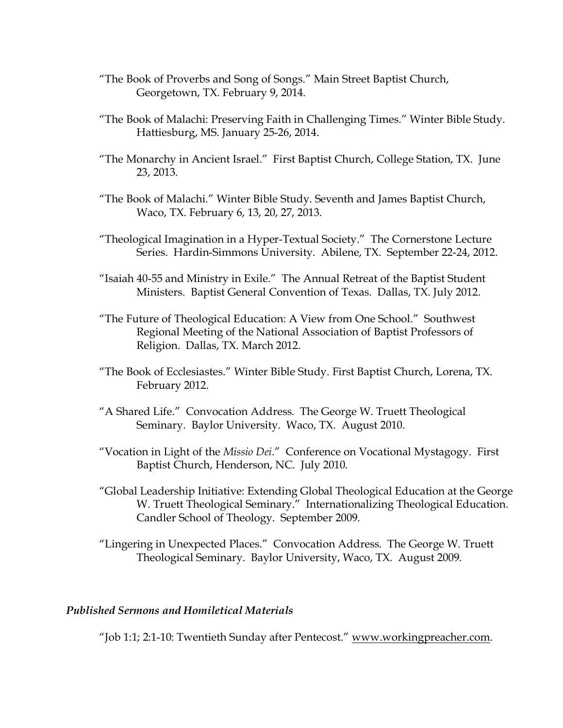"The Book of Proverbs and Song of Songs." Main Street Baptist Church, Georgetown, TX. February 9, 2014.

"The Book of Malachi: Preserving Faith in Challenging Times." Winter Bible Study. Hattiesburg, MS. January 25-26, 2014.

"The Monarchy in Ancient Israel." First Baptist Church, College Station, TX. June 23, 2013.

"The Book of Malachi." Winter Bible Study. Seventh and James Baptist Church, Waco, TX. February 6, 13, 20, 27, 2013.

"Theological Imagination in a Hyper-Textual Society." The Cornerstone Lecture Series. Hardin-Simmons University. Abilene, TX. September 22-24, 2012.

"Isaiah 40-55 and Ministry in Exile." The Annual Retreat of the Baptist Student Ministers. Baptist General Convention of Texas. Dallas, TX. July 2012.

"The Future of Theological Education: A View from One School." Southwest Regional Meeting of the National Association of Baptist Professors of Religion. Dallas, TX. March 2012.

"The Book of Ecclesiastes." Winter Bible Study. First Baptist Church, Lorena, TX. February 2012.

"A Shared Life." Convocation Address. The George W. Truett Theological Seminary. Baylor University. Waco, TX. August 2010.

"Vocation in Light of the *Missio Dei*." Conference on Vocational Mystagogy. First Baptist Church, Henderson, NC. July 2010.

"Global Leadership Initiative: Extending Global Theological Education at the George W. Truett Theological Seminary." Internationalizing Theological Education. Candler School of Theology. September 2009.

"Lingering in Unexpected Places." Convocation Address. The George W. Truett Theological Seminary. Baylor University, Waco, TX. August 2009.

### *Published Sermons and Homiletical Materials*

"Job 1:1; 2:1-10: Twentieth Sunday after Pentecost." www.workingpreacher.com.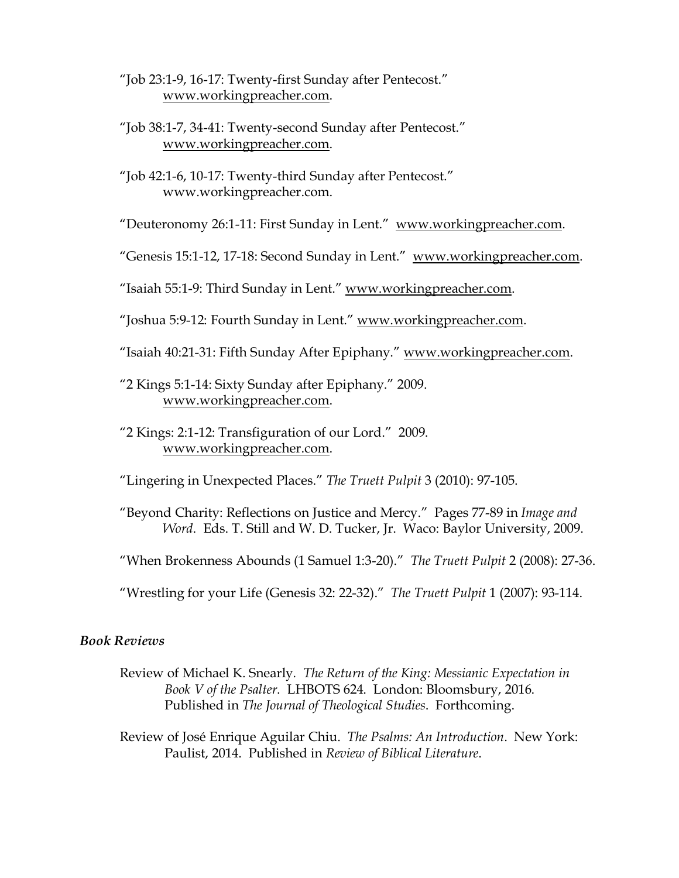"Job 23:1-9, 16-17: Twenty-first Sunday after Pentecost." www.workingpreacher.com.

"Job 38:1-7, 34-41: Twenty-second Sunday after Pentecost." www.workingpreacher.com.

"Job 42:1-6, 10-17: Twenty-third Sunday after Pentecost." www.workingpreacher.com.

"Deuteronomy 26:1-11: First Sunday in Lent." www.workingpreacher.com.

"Genesis 15:1-12, 17-18: Second Sunday in Lent." www.workingpreacher.com.

"Isaiah 55:1-9: Third Sunday in Lent." www.workingpreacher.com.

"Joshua 5:9-12: Fourth Sunday in Lent." www.workingpreacher.com.

"Isaiah 40:21-31: Fifth Sunday After Epiphany." www.workingpreacher.com.

"2 Kings 5:1-14: Sixty Sunday after Epiphany." 2009. www.workingpreacher.com.

"2 Kings: 2:1-12: Transfiguration of our Lord." 2009. www.workingpreacher.com.

"Lingering in Unexpected Places." *The Truett Pulpit* 3 (2010): 97-105.

"Beyond Charity: Reflections on Justice and Mercy." Pages 77-89 in *Image and Word*. Eds. T. Still and W. D. Tucker, Jr. Waco: Baylor University, 2009.

"When Brokenness Abounds (1 Samuel 1:3-20)." *The Truett Pulpit* 2 (2008): 27-36.

"Wrestling for your Life (Genesis 32: 22-32)." *The Truett Pulpit* 1 (2007): 93-114.

### *Book Reviews*

Review of Michael K. Snearly. *The Return of the King: Messianic Expectation in Book V of the Psalter*. LHBOTS 624. London: Bloomsbury, 2016. Published in *The Journal of Theological Studies*. Forthcoming.

Review of José Enrique Aguilar Chiu. *The Psalms: An Introduction*. New York: Paulist, 2014. Published in *Review of Biblical Literature*.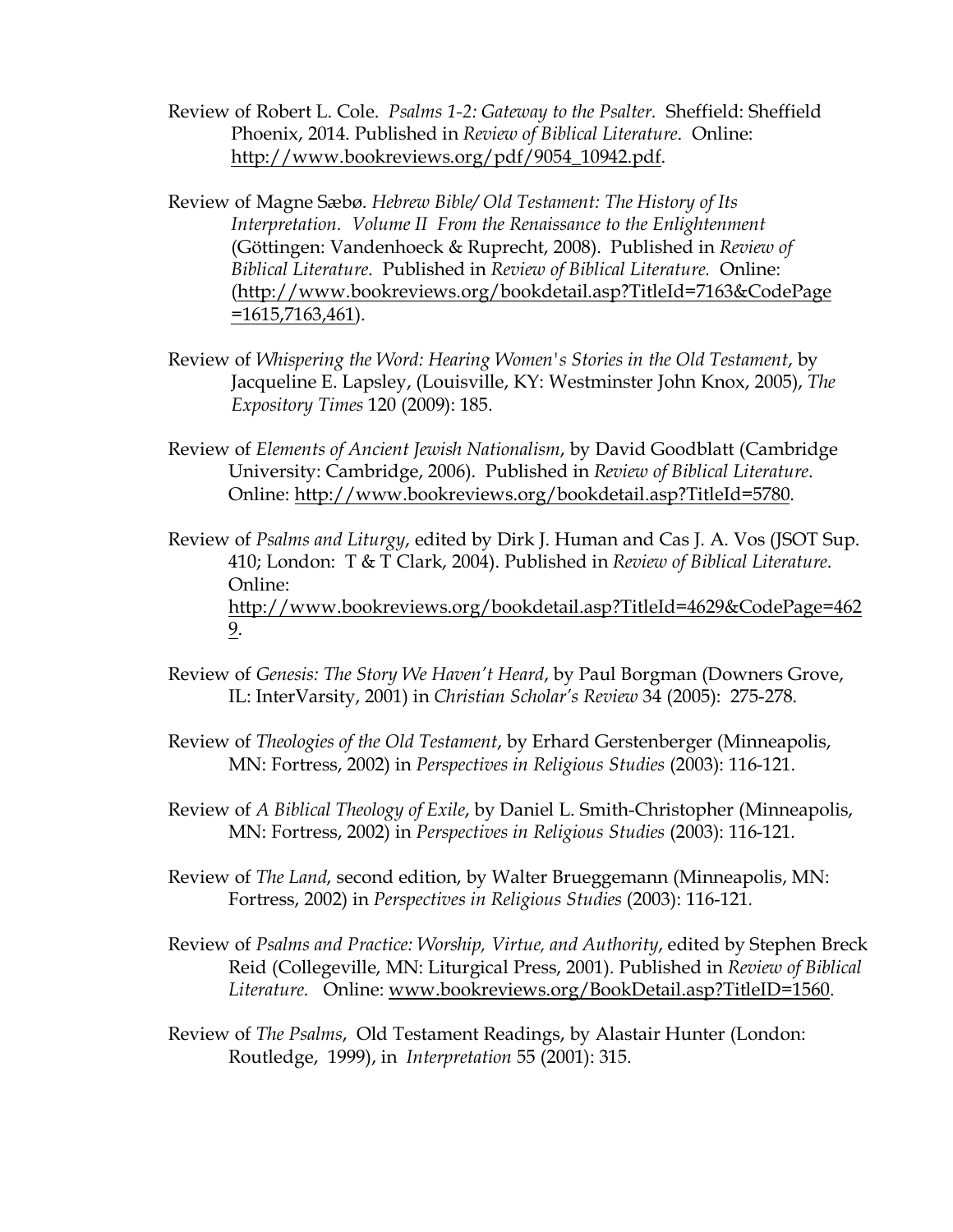Review of Robert L. Cole. *Psalms 1-2: Gateway to the Psalter.* Sheffield: Sheffield Phoenix, 2014. Published in *Review of Biblical Literature*. Online: http://www.bookreviews.org/pdf/9054_10942.pdf.

Review of Magne Sæbø. *Hebrew Bible/ Old Testament: The History of Its Interpretation. Volume II From the Renaissance to the Enlightenment* (Göttingen: Vandenhoeck & Ruprecht, 2008). Published in *Review of Biblical Literature*. Published in *Review of Biblical Literature.* Online: (http://www.bookreviews.org/bookdetail.asp?TitleId=7163&CodePage=1615,7163,461).

Review of *Whispering the Word: Hearing Women's Stories in the Old Testament*, by Jacqueline E. Lapsley, (Louisville, KY: Westminster John Knox, 2005), *The Expository Times* 120 (2009): 185.

Review of *Elements of Ancient Jewish Nationalism*, by David Goodblatt (Cambridge University: Cambridge, 2006). Published in *Review of Biblical Literature*. Online: http://www.bookreviews.org/bookdetail.asp?TitleId=5780.

Review of *Psalms and Liturgy*, edited by Dirk J. Human and Cas J. A. Vos (JSOT Sup. 410; London: T & T Clark, 2004). Published in *Review of Biblical Literature*. Online: http://www.bookreviews.org/bookdetail.asp?TitleId=4629&CodePage=4629.

Review of *Genesis: The Story We Haven't Heard*, by Paul Borgman (Downers Grove, IL: InterVarsity, 2001) in *Christian Scholar's Review* 34 (2005): 275-278.

Review of *Theologies of the Old Testament*, by Erhard Gerstenberger (Minneapolis, MN: Fortress, 2002) in *Perspectives in Religious Studies* (2003): 116-121.

Review of *A Biblical Theology of Exile*, by Daniel L. Smith-Christopher (Minneapolis, MN: Fortress, 2002) in *Perspectives in Religious Studies* (2003): 116-121.

Review of *The Land*, second edition, by Walter Brueggemann (Minneapolis, MN: Fortress, 2002) in *Perspectives in Religious Studies* (2003): 116-121.

Review of *Psalms and Practice: Worship, Virtue, and Authority*, edited by Stephen Breck Reid (Collegeville, MN: Liturgical Press, 2001). Published in *Review of Biblical Literature.* Online: www.bookreviews.org/BookDetail.asp?TitleID=1560.

Review of *The Psalms*, Old Testament Readings, by Alastair Hunter (London: Routledge, 1999), in *Interpretation* 55 (2001): 315.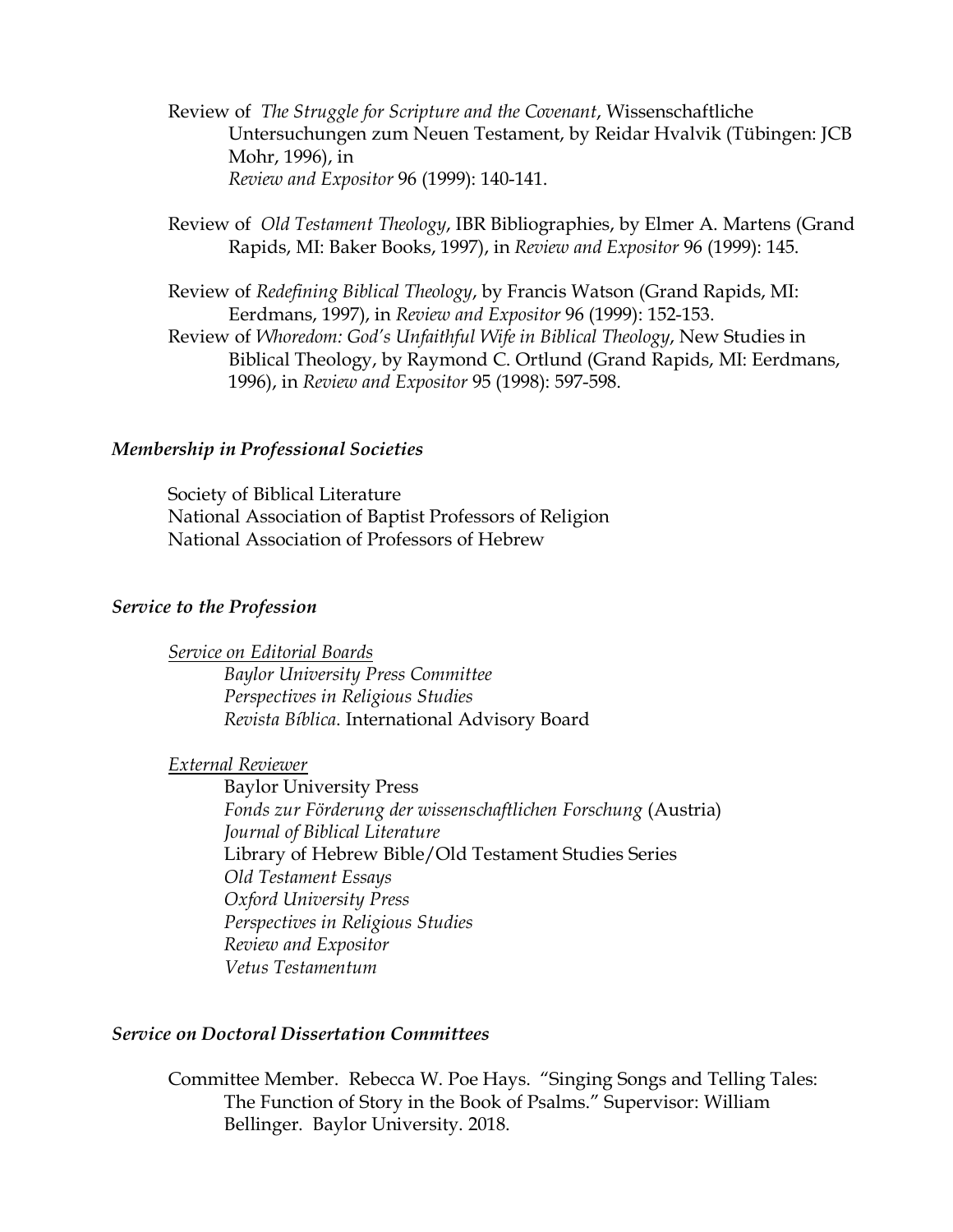Review of *The Struggle for Scripture and the Covenant*, Wissenschaftliche Untersuchungen zum Neuen Testament, by Reidar Hvalvik (Tübingen: JCB Mohr, 1996), in *Review and Expositor* 96 (1999): 140-141.

Review of *Old Testament Theology*, IBR Bibliographies, by Elmer A. Martens (Grand Rapids, MI: Baker Books, 1997), in *Review and Expositor* 96 (1999): 145.

Review of *Redefining Biblical Theology*, by Francis Watson (Grand Rapids, MI: Eerdmans, 1997), in *Review and Expositor* 96 (1999): 152-153.

Review of *Whoredom: God's Unfaithful Wife in Biblical Theology*, New Studies in Biblical Theology, by Raymond C. Ortlund (Grand Rapids, MI: Eerdmans, 1996), in *Review and Expositor* 95 (1998): 597-598.

### *Membership in Professional Societies*

Society of Biblical Literature
National Association of Baptist Professors of Religion
National Association of Professors of Hebrew

### *Service to the Profession*

*Service on Editorial Boards*

*Baylor University Press Committee*
*Perspectives in Religious Studies*
*Revista Bíblica*. International Advisory Board

*External Reviewer*

Baylor University Press
*Fonds zur Förderung der wissenschaftlichen Forschung* (Austria)
*Journal of Biblical Literature*
Library of Hebrew Bible/Old Testament Studies Series
*Old Testament Essays*
*Oxford University Press*
*Perspectives in Religious Studies*
*Review and Expositor*
*Vetus Testamentum*

### *Service on Doctoral Dissertation Committees*

Committee Member. Rebecca W. Poe Hays. "Singing Songs and Telling Tales: The Function of Story in the Book of Psalms." Supervisor: William Bellinger. Baylor University. 2018.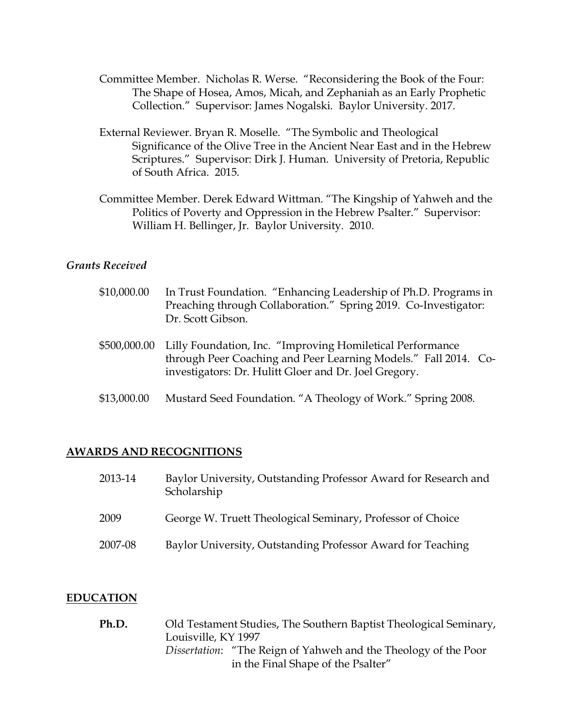Committee Member. Nicholas R. Werse. "Reconsidering the Book of the Four: The Shape of Hosea, Amos, Micah, and Zephaniah as an Early Prophetic Collection." Supervisor: James Nogalski. Baylor University. 2017.

External Reviewer. Bryan R. Moselle. "The Symbolic and Theological Significance of the Olive Tree in the Ancient Near East and in the Hebrew Scriptures." Supervisor: Dirk J. Human. University of Pretoria, Republic of South Africa. 2015.

Committee Member. Derek Edward Wittman. "The Kingship of Yahweh and the Politics of Poverty and Oppression in the Hebrew Psalter." Supervisor: William H. Bellinger, Jr. Baylor University. 2010.

### *Grants Received*

| | |
|---|---|
| \$10,000.00 | In Trust Foundation. "Enhancing Leadership of Ph.D. Programs in Preaching through Collaboration." Spring 2019. Co-Investigator: Dr. Scott Gibson. |
| \$500,000.00 | Lilly Foundation, Inc. "Improving Homiletical Performance through Peer Coaching and Peer Learning Models." Fall 2014. Co-investigators: Dr. Hulitt Gloer and Dr. Joel Gregory. |
| \$13,000.00 | Mustard Seed Foundation. "A Theology of Work." Spring 2008. |

## AWARDS AND RECOGNITIONS

| | |
|---|---|
| 2013-14 | Baylor University, Outstanding Professor Award for Research and Scholarship |
| 2009 | George W. Truett Theological Seminary, Professor of Choice |
| 2007-08 | Baylor University, Outstanding Professor Award for Teaching |

## EDUCATION

**Ph.D.** Old Testament Studies, The Southern Baptist Theological Seminary, Louisville, KY 1997
*Dissertation*: "The Reign of Yahweh and the Theology of the Poor in the Final Shape of the Psalter"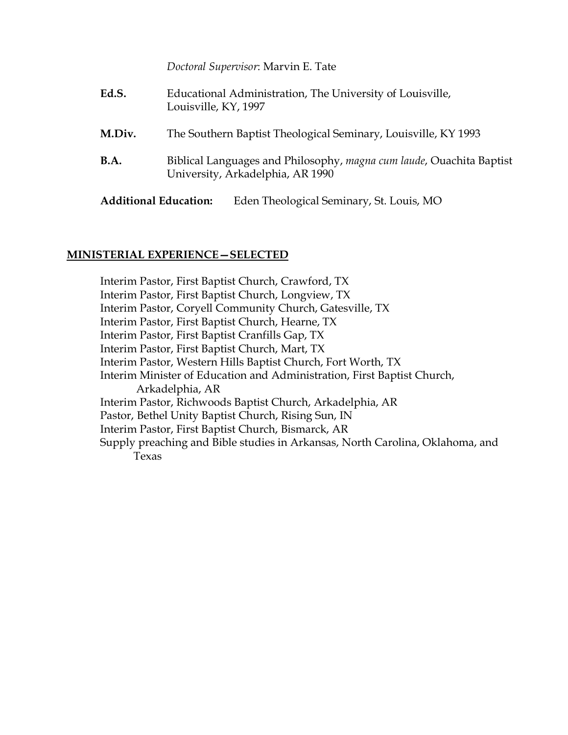*Doctoral Supervisor*: Marvin E. Tate

**Ed.S.** Educational Administration, The University of Louisville, Louisville, KY, 1997

**M.Div.** The Southern Baptist Theological Seminary, Louisville, KY 1993

**B.A.** Biblical Languages and Philosophy, *magna cum laude*, Ouachita Baptist University, Arkadelphia, AR 1990

**Additional Education:** Eden Theological Seminary, St. Louis, MO

## MINISTERIAL EXPERIENCE—SELECTED

Interim Pastor, First Baptist Church, Crawford, TX
Interim Pastor, First Baptist Church, Longview, TX
Interim Pastor, Coryell Community Church, Gatesville, TX
Interim Pastor, First Baptist Church, Hearne, TX
Interim Pastor, First Baptist Cranfills Gap, TX
Interim Pastor, First Baptist Church, Mart, TX
Interim Pastor, Western Hills Baptist Church, Fort Worth, TX
Interim Minister of Education and Administration, First Baptist Church, Arkadelphia, AR
Interim Pastor, Richwoods Baptist Church, Arkadelphia, AR
Pastor, Bethel Unity Baptist Church, Rising Sun, IN
Interim Pastor, First Baptist Church, Bismarck, AR
Supply preaching and Bible studies in Arkansas, North Carolina, Oklahoma, and Texas